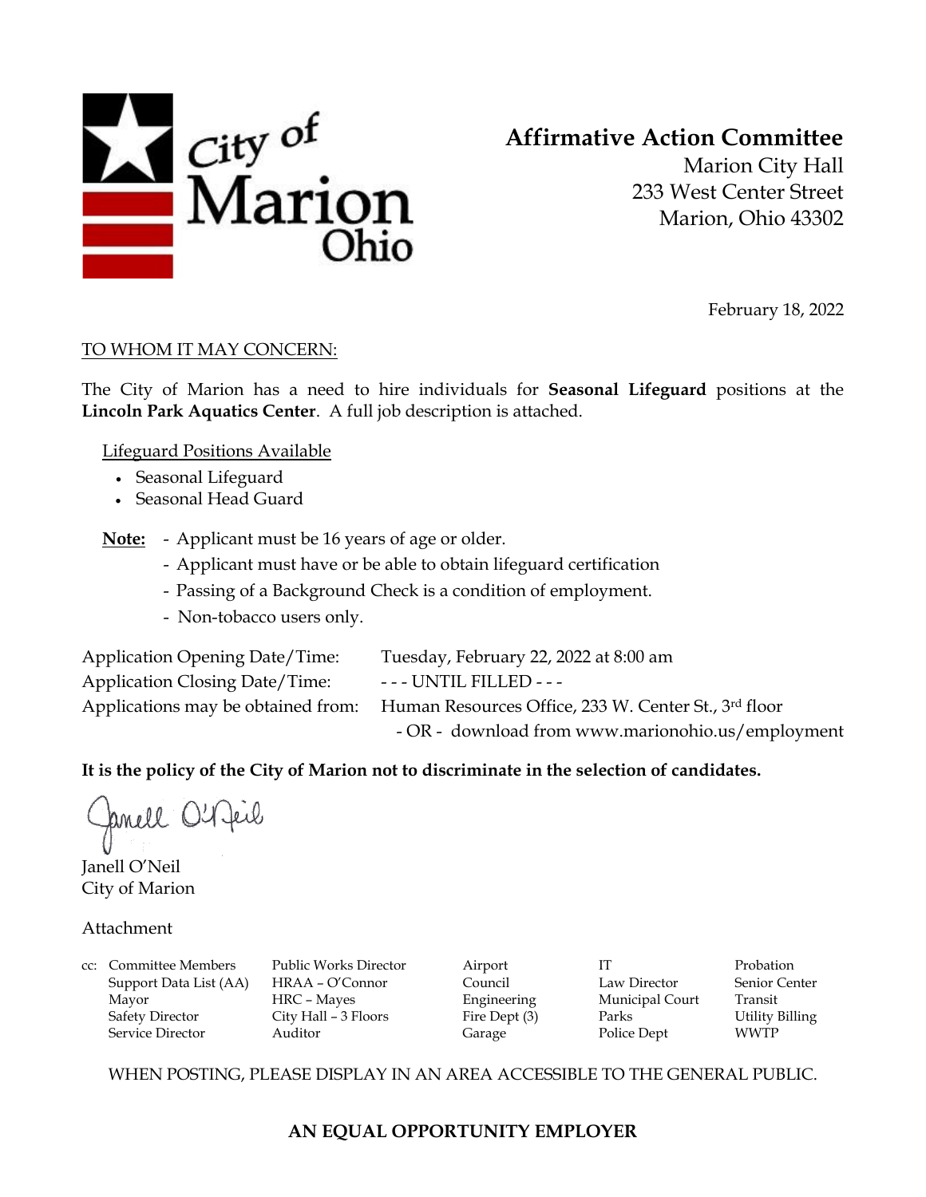City of Marion Ohio

# Affirmative Action Committee

Marion City Hall
233 West Center Street
Marion, Ohio 43302

February 18, 2022

TO WHOM IT MAY CONCERN:

The City of Marion has a need to hire individuals for **Seasonal Lifeguard** positions at the **Lincoln Park Aquatics Center**. A full job description is attached.

Lifeguard Positions Available

- Seasonal Lifeguard
- Seasonal Head Guard

**Note:**
- Applicant must be 16 years of age or older.
- Applicant must have or be able to obtain lifeguard certification
- Passing of a Background Check is a condition of employment.
- Non-tobacco users only.

Application Opening Date/Time: Tuesday, February 22, 2022 at 8:00 am
Application Closing Date/Time: - - - UNTIL FILLED - - -
Applications may be obtained from: Human Resources Office, 233 W. Center St., 3rd floor
- OR - download from www.marionohio.us/employment

**It is the policy of the City of Marion not to discriminate in the selection of candidates.**

Janell O'Neil
City of Marion

Attachment

cc: Committee Members, Support Data List (AA), Mayor, Safety Director, Service Director, Public Works Director, HRAA – O'Connor, HRC – Mayes, City Hall – 3 Floors, Auditor, Airport, Council, Engineering, Fire Dept (3), Garage, IT, Law Director, Municipal Court, Parks, Police Dept, Probation, Senior Center, Transit, Utility Billing, WWTP

WHEN POSTING, PLEASE DISPLAY IN AN AREA ACCESSIBLE TO THE GENERAL PUBLIC.

**AN EQUAL OPPORTUNITY EMPLOYER**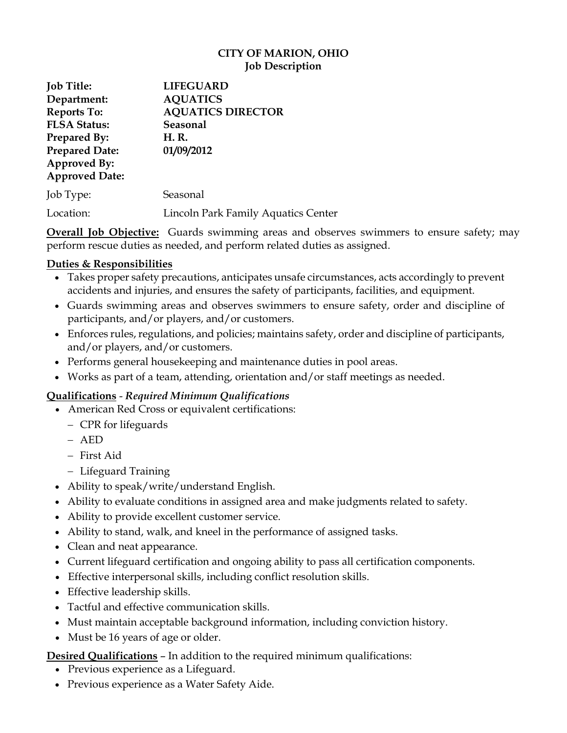**CITY OF MARION, OHIO**
**Job Description**

| | |
|---|---|
| **Job Title:** | **LIFEGUARD** |
| **Department:** | **AQUATICS** |
| **Reports To:** | **AQUATICS DIRECTOR** |
| **FLSA Status:** | **Seasonal** |
| **Prepared By:** | **H. R.** |
| **Prepared Date:** | **01/09/2012** |
| **Approved By:** | |
| **Approved Date:** | |
| Job Type: | Seasonal |
| Location: | Lincoln Park Family Aquatics Center |

**Overall Job Objective:** Guards swimming areas and observes swimmers to ensure safety; may perform rescue duties as needed, and perform related duties as assigned.

**Duties & Responsibilities**

- Takes proper safety precautions, anticipates unsafe circumstances, acts accordingly to prevent accidents and injuries, and ensures the safety of participants, facilities, and equipment.
- Guards swimming areas and observes swimmers to ensure safety, order and discipline of participants, and/or players, and/or customers.
- Enforces rules, regulations, and policies; maintains safety, order and discipline of participants, and/or players, and/or customers.
- Performs general housekeeping and maintenance duties in pool areas.
- Works as part of a team, attending, orientation and/or staff meetings as needed.

**Qualifications** - ***Required Minimum Qualifications***

- American Red Cross or equivalent certifications:
  - CPR for lifeguards
  - AED
  - First Aid
  - Lifeguard Training
- Ability to speak/write/understand English.
- Ability to evaluate conditions in assigned area and make judgments related to safety.
- Ability to provide excellent customer service.
- Ability to stand, walk, and kneel in the performance of assigned tasks.
- Clean and neat appearance.
- Current lifeguard certification and ongoing ability to pass all certification components.
- Effective interpersonal skills, including conflict resolution skills.
- Effective leadership skills.
- Tactful and effective communication skills.
- Must maintain acceptable background information, including conviction history.
- Must be 16 years of age or older.

**Desired Qualifications** – In addition to the required minimum qualifications:

- Previous experience as a Lifeguard.
- Previous experience as a Water Safety Aide.